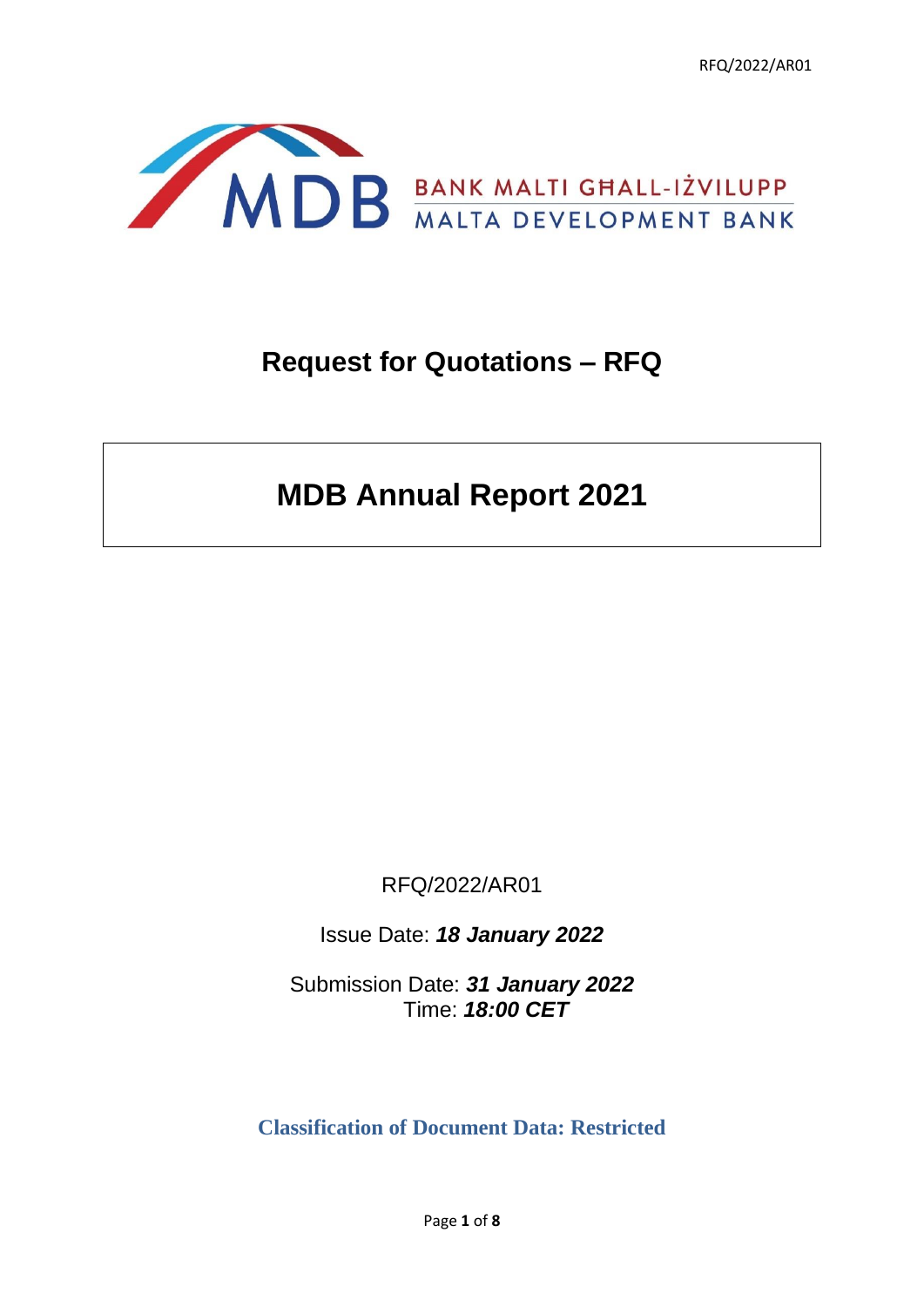BANK MALTI GĦALL-IŻVILUPP
MALTA DEVELOPMENT BANK

# Request for Quotations – RFQ

## MDB Annual Report 2021

RFQ/2022/AR01

Issue Date: ***18 January 2022***

Submission Date: ***31 January 2022***
Time: ***18:00 CET***

**Classification of Document Data: Restricted**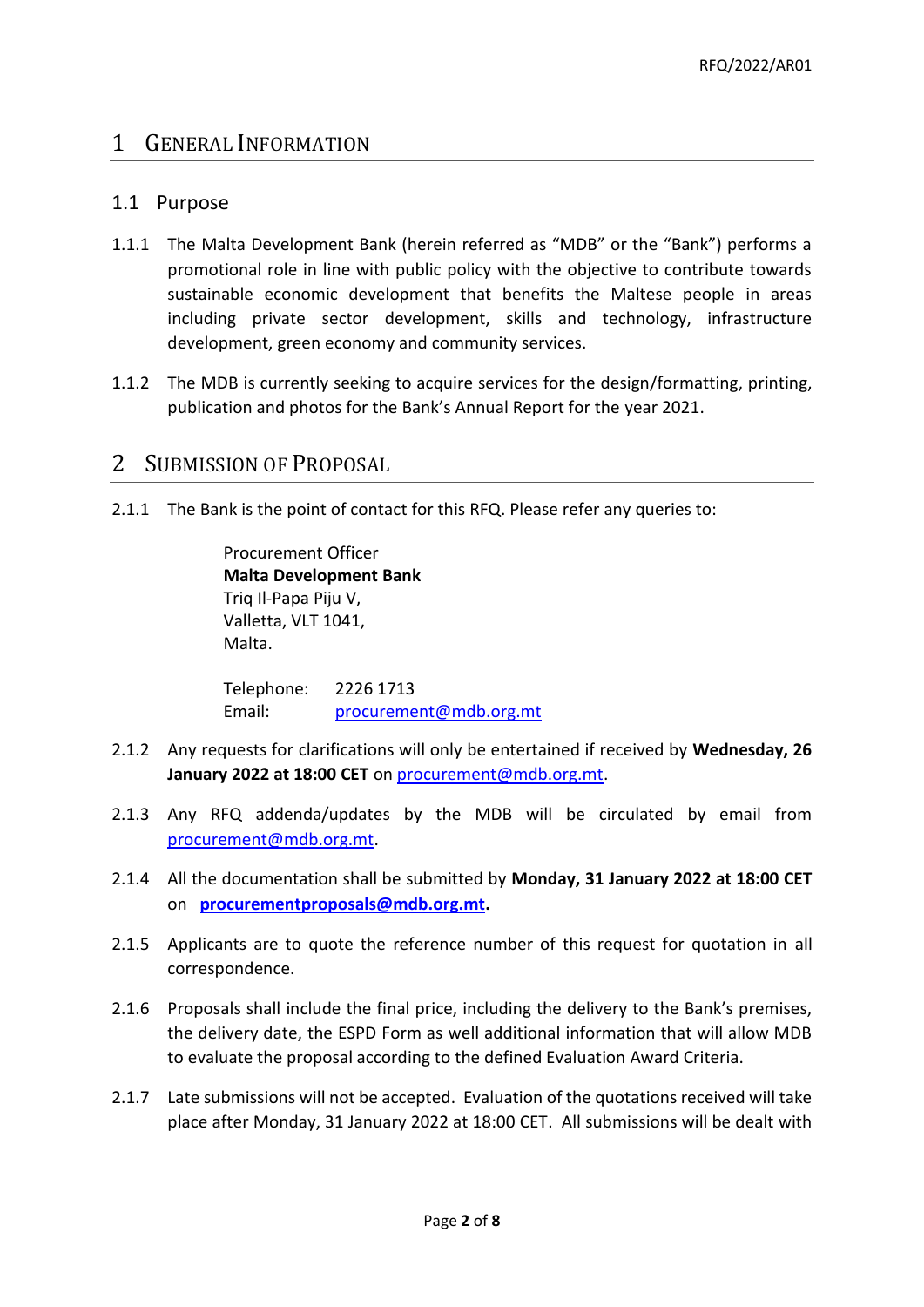# 1 General Information

## 1.1 Purpose

1.1.1 The Malta Development Bank (herein referred as "MDB" or the "Bank") performs a promotional role in line with public policy with the objective to contribute towards sustainable economic development that benefits the Maltese people in areas including private sector development, skills and technology, infrastructure development, green economy and community services.

1.1.2 The MDB is currently seeking to acquire services for the design/formatting, printing, publication and photos for the Bank's Annual Report for the year 2021.

# 2 Submission of Proposal

2.1.1 The Bank is the point of contact for this RFQ. Please refer any queries to:

> Procurement Officer
> **Malta Development Bank**
> Triq Il-Papa Piju V,
> Valletta, VLT 1041,
> Malta.
>
> Telephone: 2226 1713
> Email: procurement@mdb.org.mt

2.1.2 Any requests for clarifications will only be entertained if received by **Wednesday, 26 January 2022 at 18:00 CET** on procurement@mdb.org.mt.

2.1.3 Any RFQ addenda/updates by the MDB will be circulated by email from procurement@mdb.org.mt.

2.1.4 All the documentation shall be submitted by **Monday, 31 January 2022 at 18:00 CET** on **procurementproposals@mdb.org.mt.**

2.1.5 Applicants are to quote the reference number of this request for quotation in all correspondence.

2.1.6 Proposals shall include the final price, including the delivery to the Bank's premises, the delivery date, the ESPD Form as well additional information that will allow MDB to evaluate the proposal according to the defined Evaluation Award Criteria.

2.1.7 Late submissions will not be accepted. Evaluation of the quotations received will take place after Monday, 31 January 2022 at 18:00 CET. All submissions will be dealt with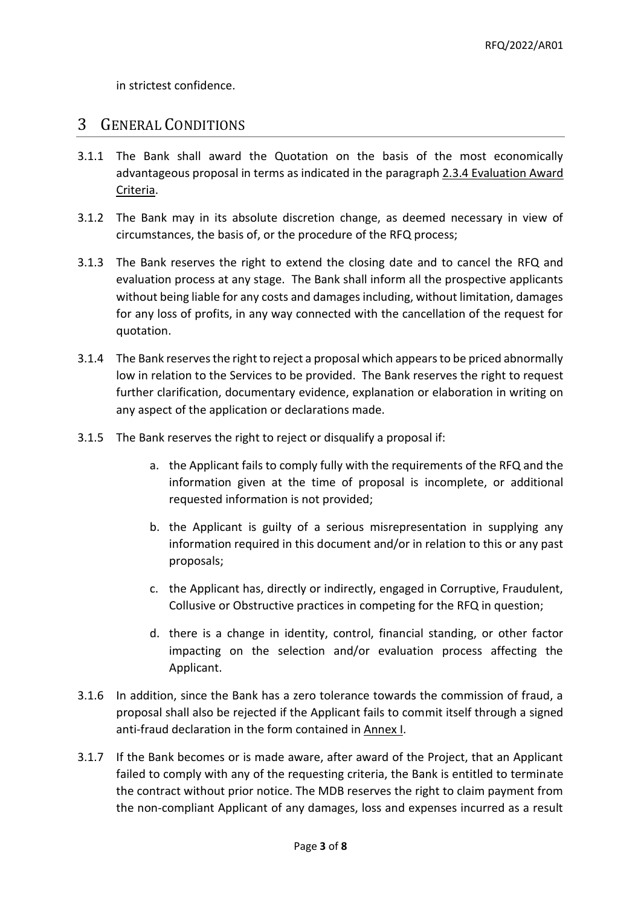in strictest confidence.

# 3 General Conditions

3.1.1 The Bank shall award the Quotation on the basis of the most economically advantageous proposal in terms as indicated in the paragraph 2.3.4 Evaluation Award Criteria.

3.1.2 The Bank may in its absolute discretion change, as deemed necessary in view of circumstances, the basis of, or the procedure of the RFQ process;

3.1.3 The Bank reserves the right to extend the closing date and to cancel the RFQ and evaluation process at any stage. The Bank shall inform all the prospective applicants without being liable for any costs and damages including, without limitation, damages for any loss of profits, in any way connected with the cancellation of the request for quotation.

3.1.4 The Bank reserves the right to reject a proposal which appears to be priced abnormally low in relation to the Services to be provided. The Bank reserves the right to request further clarification, documentary evidence, explanation or elaboration in writing on any aspect of the application or declarations made.

3.1.5 The Bank reserves the right to reject or disqualify a proposal if:

a. the Applicant fails to comply fully with the requirements of the RFQ and the information given at the time of proposal is incomplete, or additional requested information is not provided;

b. the Applicant is guilty of a serious misrepresentation in supplying any information required in this document and/or in relation to this or any past proposals;

c. the Applicant has, directly or indirectly, engaged in Corruptive, Fraudulent, Collusive or Obstructive practices in competing for the RFQ in question;

d. there is a change in identity, control, financial standing, or other factor impacting on the selection and/or evaluation process affecting the Applicant.

3.1.6 In addition, since the Bank has a zero tolerance towards the commission of fraud, a proposal shall also be rejected if the Applicant fails to commit itself through a signed anti-fraud declaration in the form contained in Annex I.

3.1.7 If the Bank becomes or is made aware, after award of the Project, that an Applicant failed to comply with any of the requesting criteria, the Bank is entitled to terminate the contract without prior notice. The MDB reserves the right to claim payment from the non-compliant Applicant of any damages, loss and expenses incurred as a result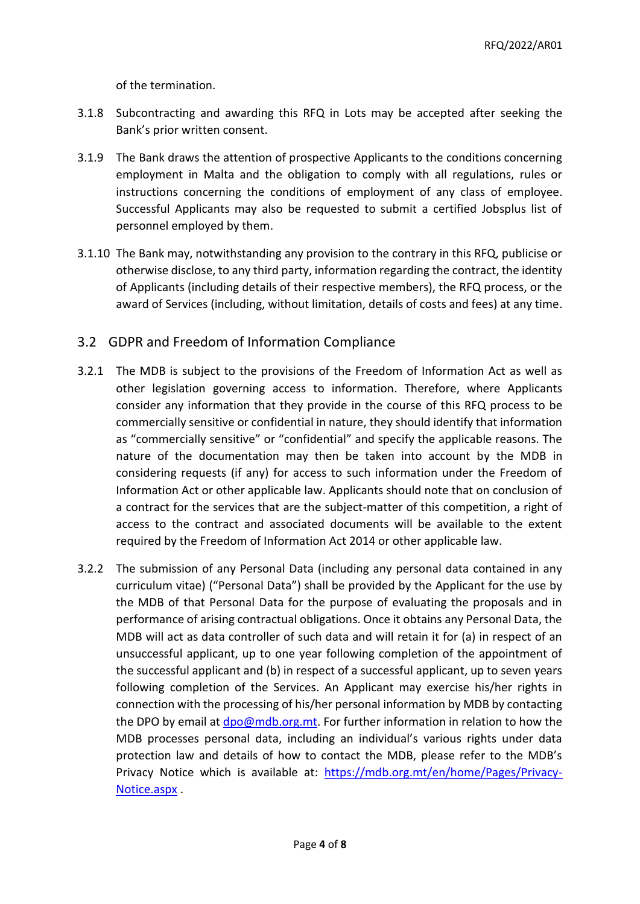of the termination.

3.1.8 Subcontracting and awarding this RFQ in Lots may be accepted after seeking the Bank's prior written consent.

3.1.9 The Bank draws the attention of prospective Applicants to the conditions concerning employment in Malta and the obligation to comply with all regulations, rules or instructions concerning the conditions of employment of any class of employee. Successful Applicants may also be requested to submit a certified Jobsplus list of personnel employed by them.

3.1.10 The Bank may, notwithstanding any provision to the contrary in this RFQ, publicise or otherwise disclose, to any third party, information regarding the contract, the identity of Applicants (including details of their respective members), the RFQ process, or the award of Services (including, without limitation, details of costs and fees) at any time.

## 3.2 GDPR and Freedom of Information Compliance

3.2.1 The MDB is subject to the provisions of the Freedom of Information Act as well as other legislation governing access to information. Therefore, where Applicants consider any information that they provide in the course of this RFQ process to be commercially sensitive or confidential in nature, they should identify that information as "commercially sensitive" or "confidential" and specify the applicable reasons. The nature of the documentation may then be taken into account by the MDB in considering requests (if any) for access to such information under the Freedom of Information Act or other applicable law. Applicants should note that on conclusion of a contract for the services that are the subject-matter of this competition, a right of access to the contract and associated documents will be available to the extent required by the Freedom of Information Act 2014 or other applicable law.

3.2.2 The submission of any Personal Data (including any personal data contained in any curriculum vitae) ("Personal Data") shall be provided by the Applicant for the use by the MDB of that Personal Data for the purpose of evaluating the proposals and in performance of arising contractual obligations. Once it obtains any Personal Data, the MDB will act as data controller of such data and will retain it for (a) in respect of an unsuccessful applicant, up to one year following completion of the appointment of the successful applicant and (b) in respect of a successful applicant, up to seven years following completion of the Services. An Applicant may exercise his/her rights in connection with the processing of his/her personal information by MDB by contacting the DPO by email at [dpo@mdb.org.mt](mailto:dpo@mdb.org.mt). For further information in relation to how the MDB processes personal data, including an individual's various rights under data protection law and details of how to contact the MDB, please refer to the MDB's Privacy Notice which is available at: [https://mdb.org.mt/en/home/Pages/Privacy-Notice.aspx](https://mdb.org.mt/en/home/Pages/Privacy-Notice.aspx) .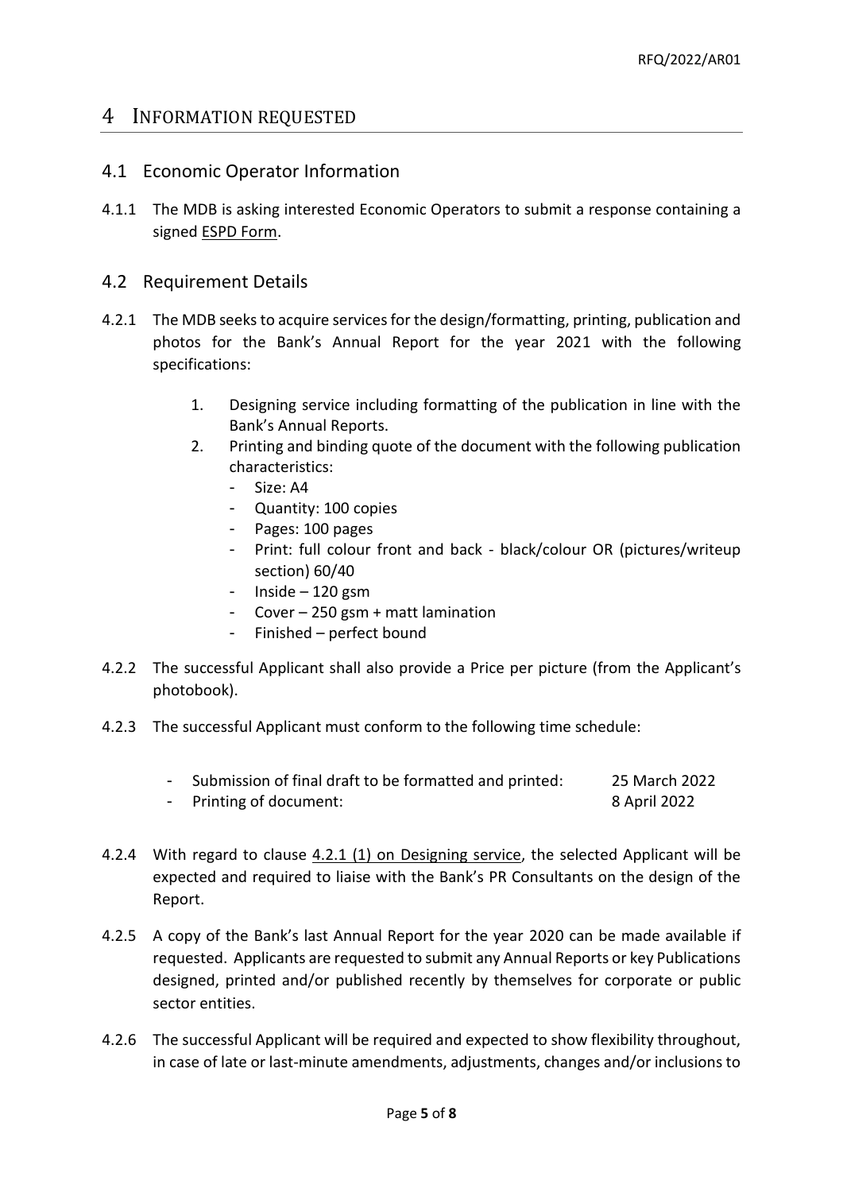# 4 INFORMATION REQUESTED

## 4.1 Economic Operator Information

4.1.1 The MDB is asking interested Economic Operators to submit a response containing a signed ESPD Form.

## 4.2 Requirement Details

4.2.1 The MDB seeks to acquire services for the design/formatting, printing, publication and photos for the Bank's Annual Report for the year 2021 with the following specifications:

1. Designing service including formatting of the publication in line with the Bank's Annual Reports.
2. Printing and binding quote of the document with the following publication characteristics:
   - Size: A4
   - Quantity: 100 copies
   - Pages: 100 pages
   - Print: full colour front and back - black/colour OR (pictures/writeup section) 60/40
   - Inside – 120 gsm
   - Cover – 250 gsm + matt lamination
   - Finished – perfect bound

4.2.2 The successful Applicant shall also provide a Price per picture (from the Applicant's photobook).

4.2.3 The successful Applicant must conform to the following time schedule:

- Submission of final draft to be formatted and printed: 25 March 2022
- Printing of document: 8 April 2022

4.2.4 With regard to clause 4.2.1 (1) on Designing service, the selected Applicant will be expected and required to liaise with the Bank's PR Consultants on the design of the Report.

4.2.5 A copy of the Bank's last Annual Report for the year 2020 can be made available if requested. Applicants are requested to submit any Annual Reports or key Publications designed, printed and/or published recently by themselves for corporate or public sector entities.

4.2.6 The successful Applicant will be required and expected to show flexibility throughout, in case of late or last-minute amendments, adjustments, changes and/or inclusions to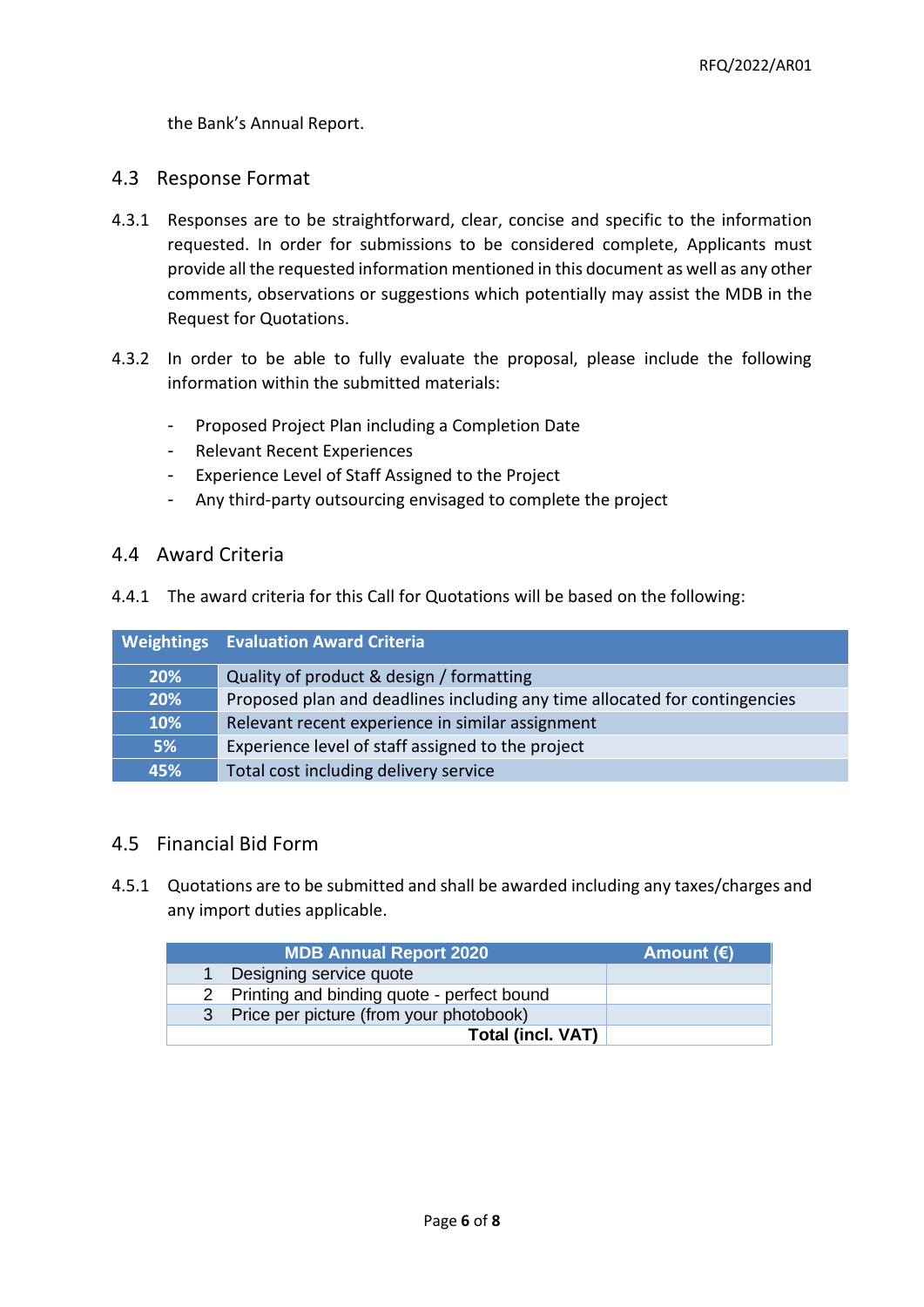the Bank's Annual Report.

## 4.3 Response Format

4.3.1 Responses are to be straightforward, clear, concise and specific to the information requested. In order for submissions to be considered complete, Applicants must provide all the requested information mentioned in this document as well as any other comments, observations or suggestions which potentially may assist the MDB in the Request for Quotations.

4.3.2 In order to be able to fully evaluate the proposal, please include the following information within the submitted materials:

- Proposed Project Plan including a Completion Date
- Relevant Recent Experiences
- Experience Level of Staff Assigned to the Project
- Any third-party outsourcing envisaged to complete the project

## 4.4 Award Criteria

4.4.1 The award criteria for this Call for Quotations will be based on the following:

| Weightings | Evaluation Award Criteria |
|---|---|
| 20% | Quality of product & design / formatting |
| 20% | Proposed plan and deadlines including any time allocated for contingencies |
| 10% | Relevant recent experience in similar assignment |
| 5% | Experience level of staff assigned to the project |
| 45% | Total cost including delivery service |

## 4.5 Financial Bid Form

4.5.1 Quotations are to be submitted and shall be awarded including any taxes/charges and any import duties applicable.

| | MDB Annual Report 2020 | Amount (€) |
|---|---|---|
| 1 | Designing service quote | |
| 2 | Printing and binding quote - perfect bound | |
| 3 | Price per picture (from your photobook) | |
| | **Total (incl. VAT)** | |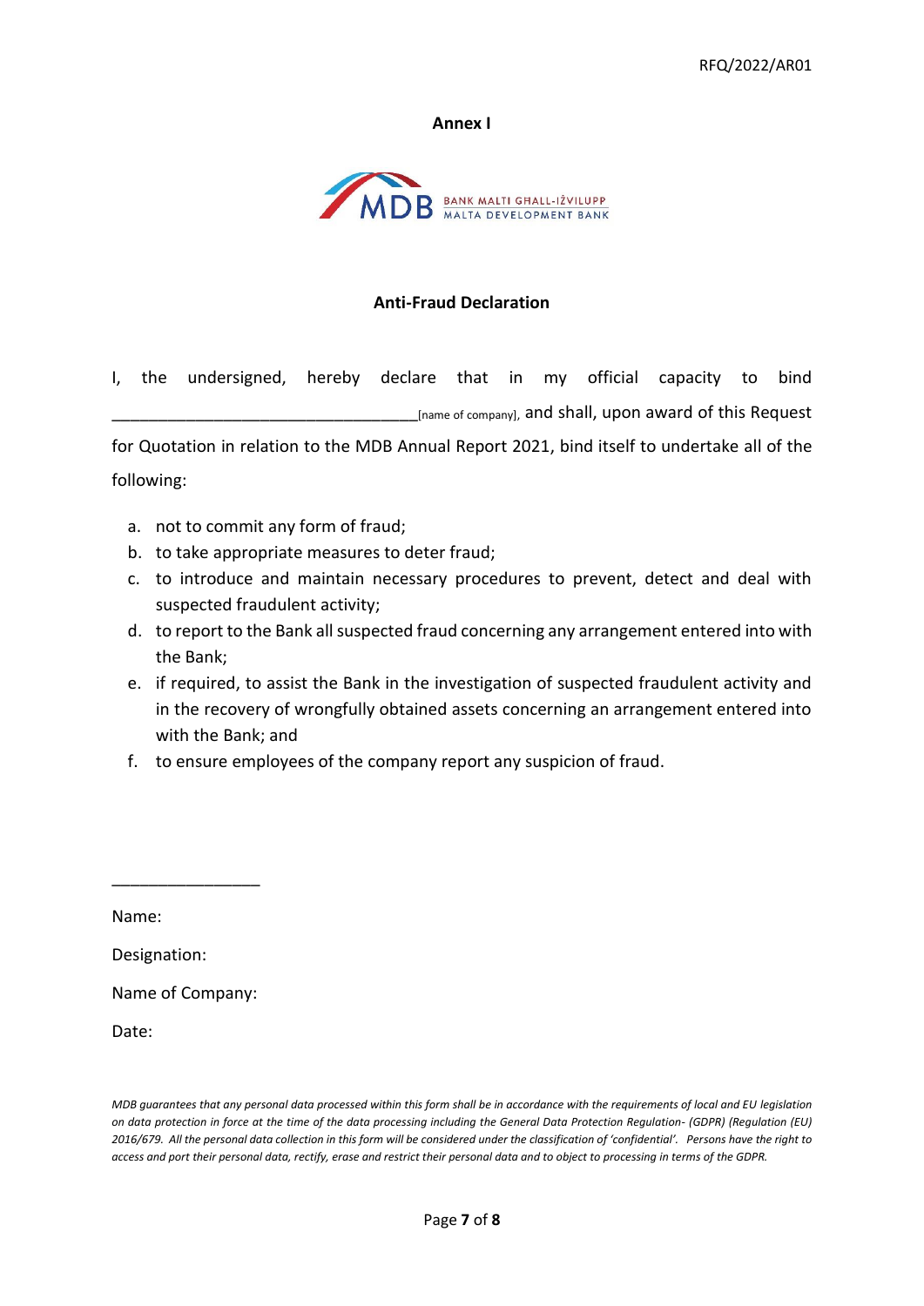Annex I

BANK MALTI GĦALL-IŻVILUPP
MALTA DEVELOPMENT BANK

**Anti-Fraud Declaration**

I, the undersigned, hereby declare that in my official capacity to bind ___________________________________[name of company], and shall, upon award of this Request for Quotation in relation to the MDB Annual Report 2021, bind itself to undertake all of the following:

a. not to commit any form of fraud;
b. to take appropriate measures to deter fraud;
c. to introduce and maintain necessary procedures to prevent, detect and deal with suspected fraudulent activity;
d. to report to the Bank all suspected fraud concerning any arrangement entered into with the Bank;
e. if required, to assist the Bank in the investigation of suspected fraudulent activity and in the recovery of wrongfully obtained assets concerning an arrangement entered into with the Bank; and
f. to ensure employees of the company report any suspicion of fraud.

________________

Name:

Designation:

Name of Company:

Date:

*MDB guarantees that any personal data processed within this form shall be in accordance with the requirements of local and EU legislation on data protection in force at the time of the data processing including the General Data Protection Regulation- (GDPR) (Regulation (EU) 2016/679. All the personal data collection in this form will be considered under the classification of 'confidential'. Persons have the right to access and port their personal data, rectify, erase and restrict their personal data and to object to processing in terms of the GDPR.*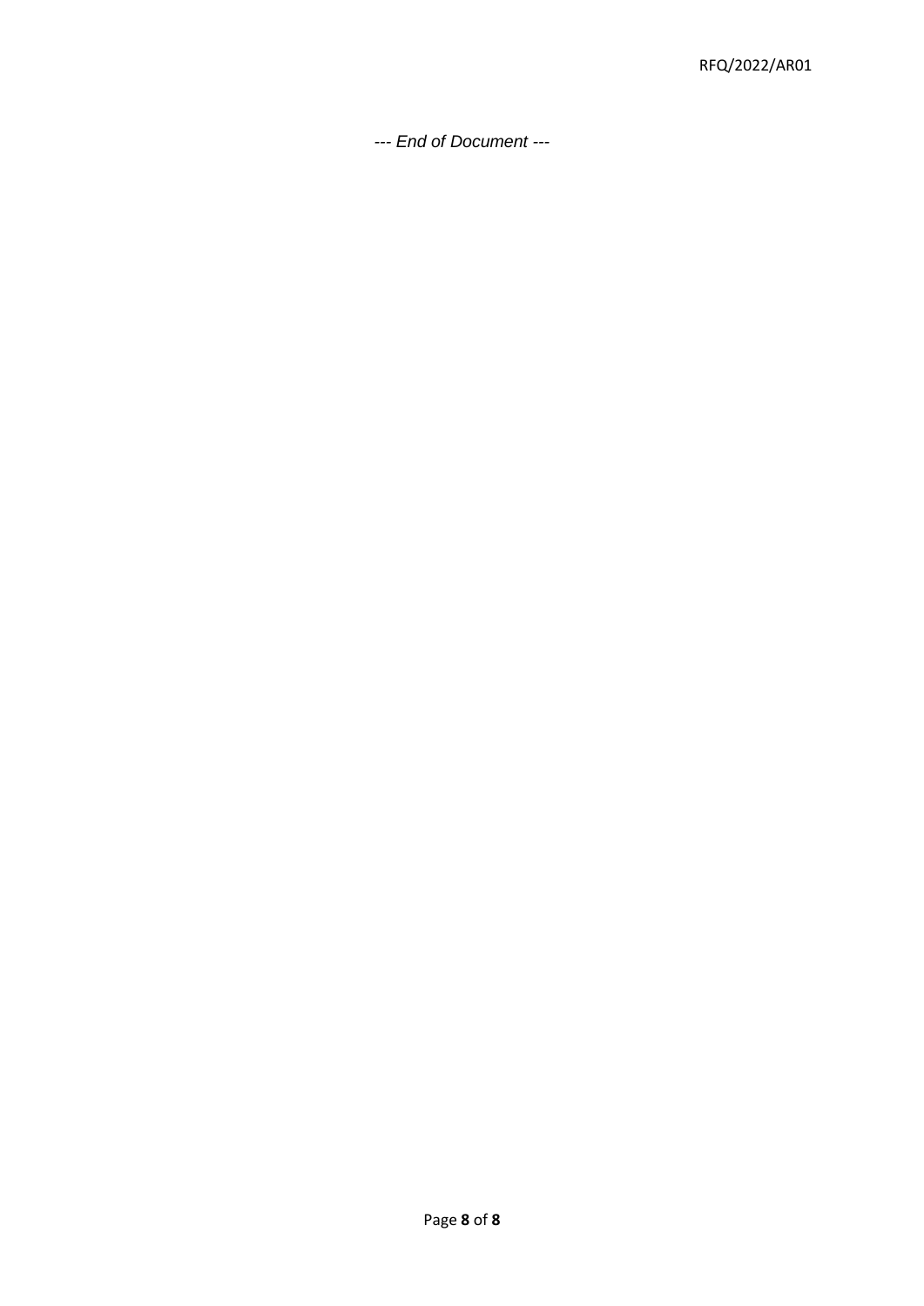*--- End of Document ---*